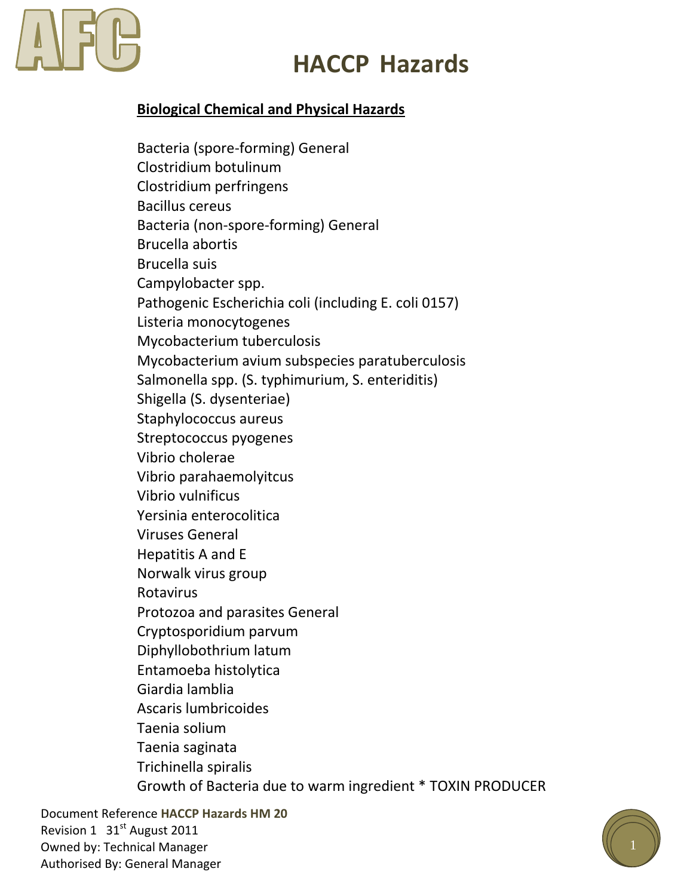# HACCP Hazards

**Biological Chemical and Physical Hazards**

Bacteria (spore-forming) General
Clostridium botulinum
Clostridium perfringens
Bacillus cereus
Bacteria (non-spore-forming) General
Brucella abortis
Brucella suis
Campylobacter spp.
Pathogenic Escherichia coli (including E. coli 0157)
Listeria monocytogenes
Mycobacterium tuberculosis
Mycobacterium avium subspecies paratuberculosis
Salmonella spp. (S. typhimurium, S. enteriditis)
Shigella (S. dysenteriae)
Staphylococcus aureus
Streptococcus pyogenes
Vibrio cholerae
Vibrio parahaemolyitcus
Vibrio vulnificus
Yersinia enterocolitica
Viruses General
Hepatitis A and E
Norwalk virus group
Rotavirus
Protozoa and parasites General
Cryptosporidium parvum
Diphyllobothrium latum
Entamoeba histolytica
Giardia lamblia
Ascaris lumbricoides
Taenia solium
Taenia saginata
Trichinella spiralis
Growth of Bacteria due to warm ingredient * TOXIN PRODUCER

Document Reference **HACCP Hazards HM 20**
Revision 1 31st August 2011
Owned by: Technical Manager
Authorised By: General Manager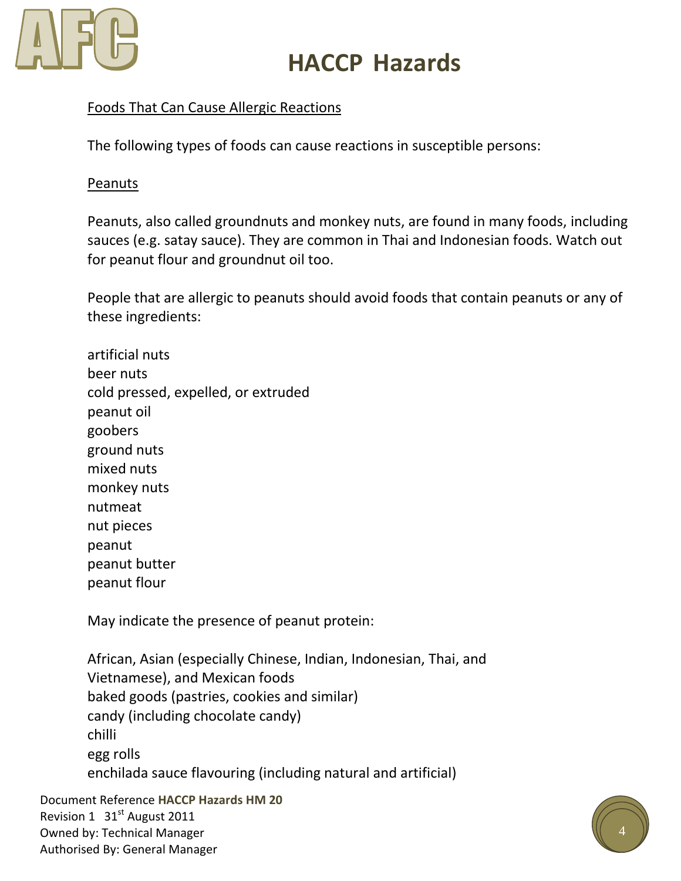# HACCP Hazards

<u>Foods That Can Cause Allergic Reactions</u>

The following types of foods can cause reactions in susceptible persons:

<u>Peanuts</u>

Peanuts, also called groundnuts and monkey nuts, are found in many foods, including sauces (e.g. satay sauce). They are common in Thai and Indonesian foods. Watch out for peanut flour and groundnut oil too.

People that are allergic to peanuts should avoid foods that contain peanuts or any of these ingredients:

artificial nuts
beer nuts
cold pressed, expelled, or extruded
peanut oil
goobers
ground nuts
mixed nuts
monkey nuts
nutmeat
nut pieces
peanut
peanut butter
peanut flour

May indicate the presence of peanut protein:

African, Asian (especially Chinese, Indian, Indonesian, Thai, and Vietnamese), and Mexican foods
baked goods (pastries, cookies and similar)
candy (including chocolate candy)
chilli
egg rolls
enchilada sauce flavouring (including natural and artificial)

Document Reference **HACCP Hazards HM 20**
Revision 1 31st August 2011
Owned by: Technical Manager
Authorised By: General Manager